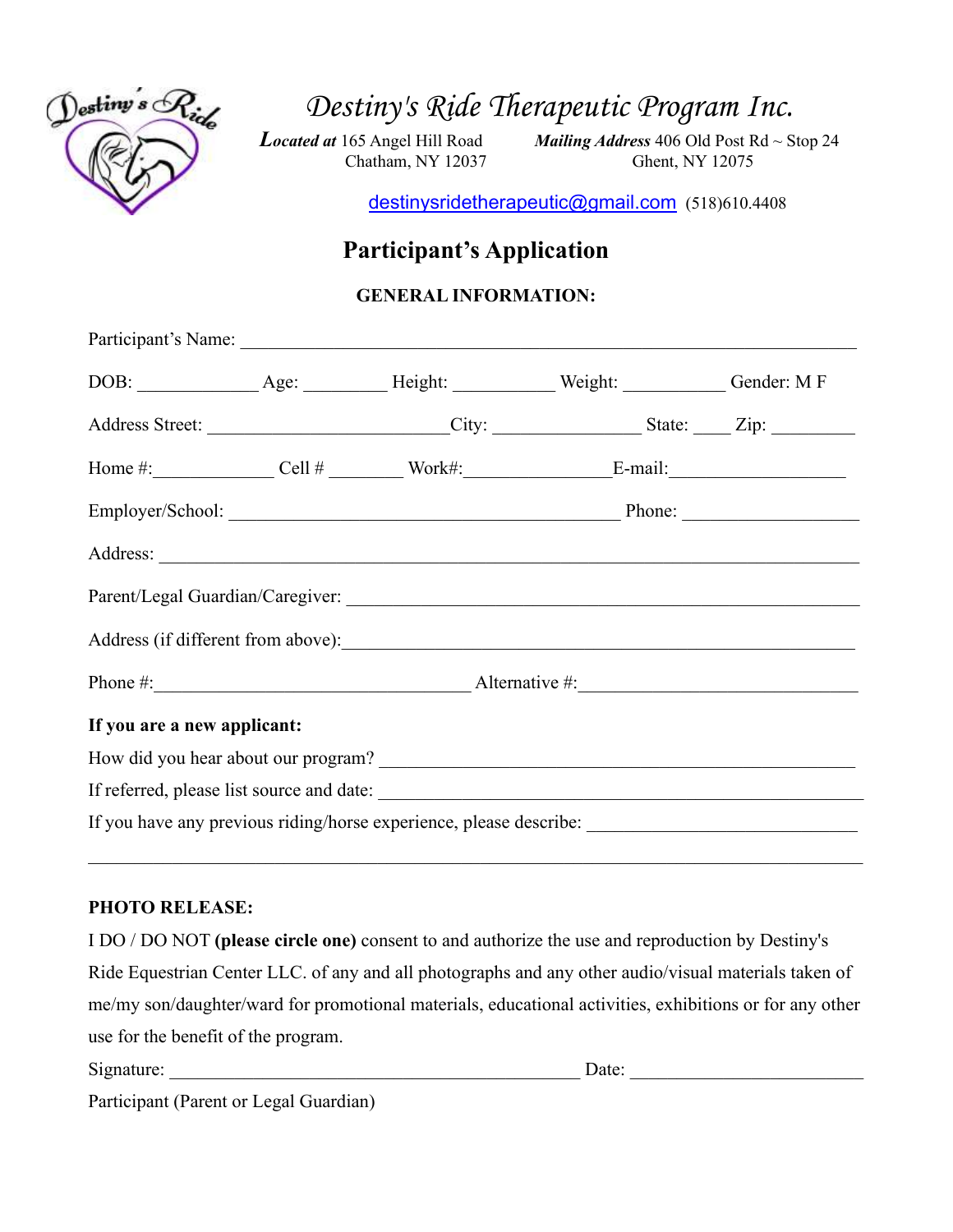# *Destiny's Ride Therapeutic Program Inc.*

***Located at*** 165 Angel Hill Road
Chatham, NY 12037

***Mailing Address*** 406 Old Post Rd ~ Stop 24
Ghent, NY 12075

destinysridetherapeutic@gmail.com (518)610.4408

## Participant's Application

### GENERAL INFORMATION:

Participant's Name: ____________________________________________________________________

DOB: _____________ Age: _________ Height: ___________ Weight: ___________ Gender: M F

Address Street: _________________________City: _______________ State: ____ Zip: _________

Home #:_____________ Cell # ________ Work#:______________E-mail:__________________

Employer/School: ___________________________________________ Phone: __________________

Address: ___________________________________________________________________________

Parent/Legal Guardian/Caregiver: _____________________________________________________

Address (if different from above):____________________________________________________

Phone #:__________________________________ Alternative #:______________________________

**If you are a new applicant:**

How did you hear about our program? _____________________________________________________

If referred, please list source and date: _________________________________________________

If you have any previous riding/horse experience, please describe: ___________________________

______________________________________________________________________________________

**PHOTO RELEASE:**

I DO / DO NOT **(please circle one)** consent to and authorize the use and reproduction by Destiny's Ride Equestrian Center LLC. of any and all photographs and any other audio/visual materials taken of me/my son/daughter/ward for promotional materials, educational activities, exhibitions or for any other use for the benefit of the program.

Signature: _____________________________________________ Date: ________________________

Participant (Parent or Legal Guardian)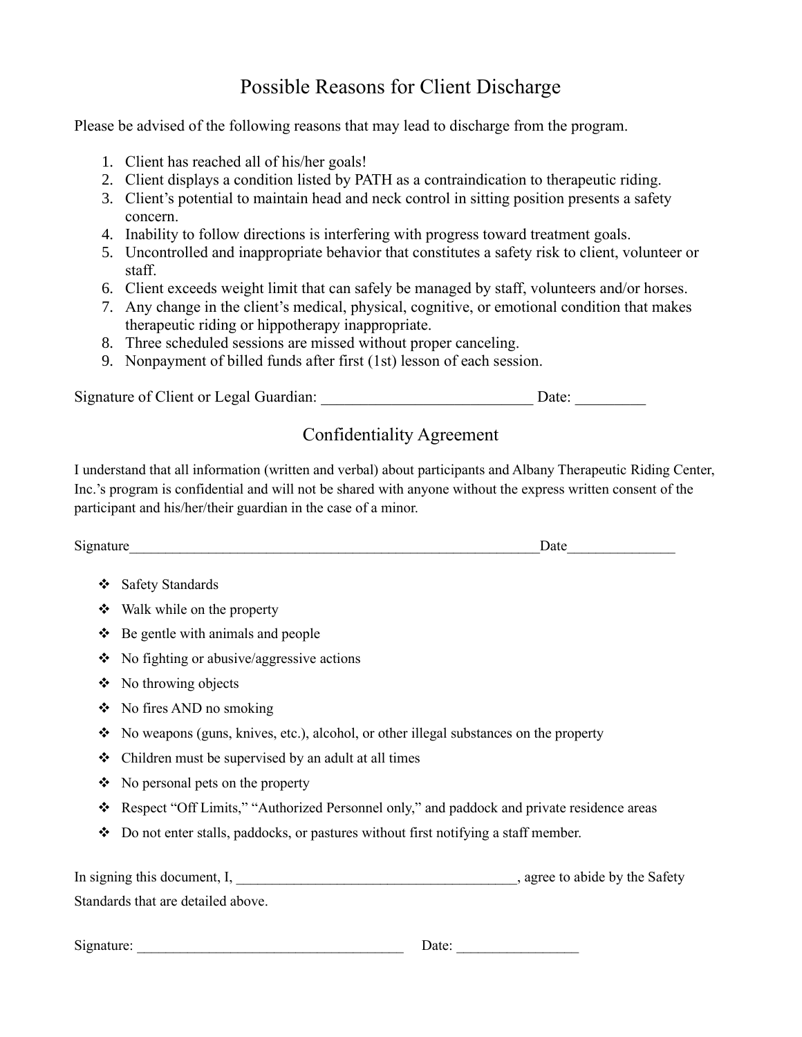# Possible Reasons for Client Discharge

Please be advised of the following reasons that may lead to discharge from the program.

1. Client has reached all of his/her goals!
2. Client displays a condition listed by PATH as a contraindication to therapeutic riding.
3. Client's potential to maintain head and neck control in sitting position presents a safety concern.
4. Inability to follow directions is interfering with progress toward treatment goals.
5. Uncontrolled and inappropriate behavior that constitutes a safety risk to client, volunteer or staff.
6. Client exceeds weight limit that can safely be managed by staff, volunteers and/or horses.
7. Any change in the client's medical, physical, cognitive, or emotional condition that makes therapeutic riding or hippotherapy inappropriate.
8. Three scheduled sessions are missed without proper canceling.
9. Nonpayment of billed funds after first (1st) lesson of each session.

Signature of Client or Legal Guardian: ___________________________ Date: _________

## Confidentiality Agreement

I understand that all information (written and verbal) about participants and Albany Therapeutic Riding Center, Inc.'s program is confidential and will not be shared with anyone without the express written consent of the participant and his/her/their guardian in the case of a minor.

Signature___________________________________________________________Date_______________

- Safety Standards
- Walk while on the property
- Be gentle with animals and people
- No fighting or abusive/aggressive actions
- No throwing objects
- No fires AND no smoking
- No weapons (guns, knives, etc.), alcohol, or other illegal substances on the property
- Children must be supervised by an adult at all times
- No personal pets on the property
- Respect "Off Limits," "Authorized Personnel only," and paddock and private residence areas
- Do not enter stalls, paddocks, or pastures without first notifying a staff member.

In signing this document, I, _______________________________________, agree to abide by the Safety Standards that are detailed above.

Signature: _____________________________________ Date: _________________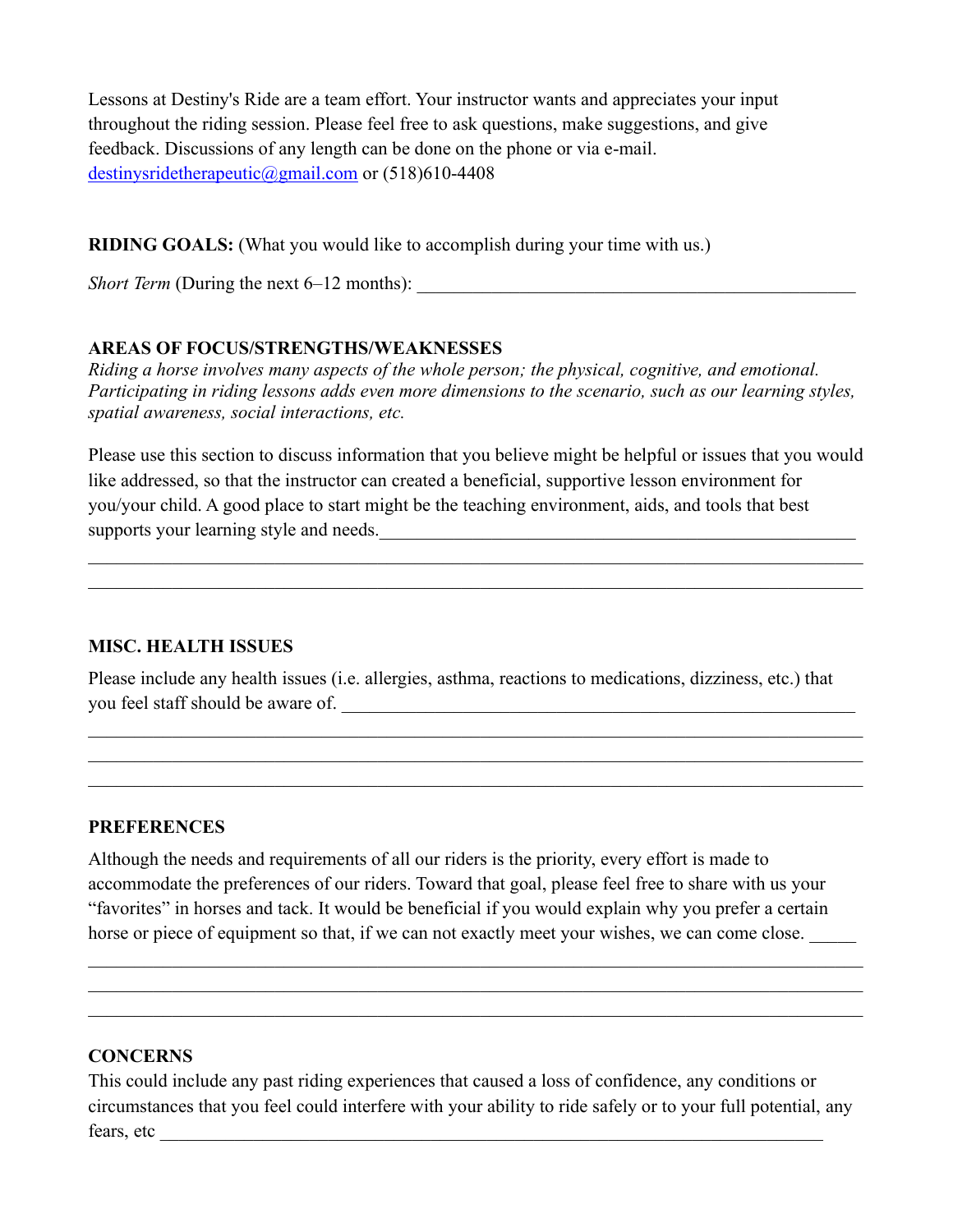Lessons at Destiny's Ride are a team effort. Your instructor wants and appreciates your input throughout the riding session. Please feel free to ask questions, make suggestions, and give feedback. Discussions of any length can be done on the phone or via e-mail. [destinysridetherapeutic@gmail.com](mailto:destinysridetherapeutic@gmail.com) or (518)610-4408

**RIDING GOALS:** (What you would like to accomplish during your time with us.)

*Short Term* (During the next 6–12 months): ________________________________________________

**AREAS OF FOCUS/STRENGTHS/WEAKNESSES**

*Riding a horse involves many aspects of the whole person; the physical, cognitive, and emotional. Participating in riding lessons adds even more dimensions to the scenario, such as our learning styles, spatial awareness, social interactions, etc.*

Please use this section to discuss information that you believe might be helpful or issues that you would like addressed, so that the instructor can created a beneficial, supportive lesson environment for you/your child. A good place to start might be the teaching environment, aids, and tools that best supports your learning style and needs.________________________________________________

______________________________________________________________________________

______________________________________________________________________________

**MISC. HEALTH ISSUES**

Please include any health issues (i.e. allergies, asthma, reactions to medications, dizziness, etc.) that you feel staff should be aware of. ________________________________________________

______________________________________________________________________________

______________________________________________________________________________

______________________________________________________________________________

**PREFERENCES**

Although the needs and requirements of all our riders is the priority, every effort is made to accommodate the preferences of our riders. Toward that goal, please feel free to share with us your "favorites" in horses and tack. It would be beneficial if you would explain why you prefer a certain horse or piece of equipment so that, if we can not exactly meet your wishes, we can come close. _____

______________________________________________________________________________

______________________________________________________________________________

______________________________________________________________________________

**CONCERNS**

This could include any past riding experiences that caused a loss of confidence, any conditions or circumstances that you feel could interfere with your ability to ride safely or to your full potential, any fears, etc ________________________________________________________________________